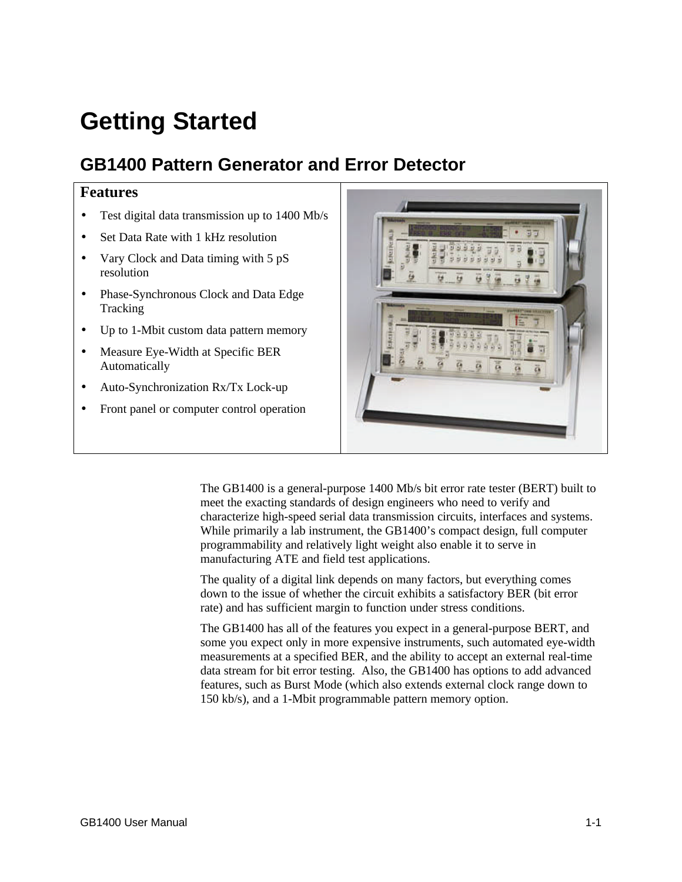# Getting Started

## GB1400 Pattern Generator and Error Detector

**Features**

- Test digital data transmission up to 1400 Mb/s
- Set Data Rate with 1 kHz resolution
- Vary Clock and Data timing with 5 pS resolution
- Phase-Synchronous Clock and Data Edge Tracking
- Up to 1-Mbit custom data pattern memory
- Measure Eye-Width at Specific BER Automatically
- Auto-Synchronization Rx/Tx Lock-up
- Front panel or computer control operation

The GB1400 is a general-purpose 1400 Mb/s bit error rate tester (BERT) built to meet the exacting standards of design engineers who need to verify and characterize high-speed serial data transmission circuits, interfaces and systems. While primarily a lab instrument, the GB1400's compact design, full computer programmability and relatively light weight also enable it to serve in manufacturing ATE and field test applications.

The quality of a digital link depends on many factors, but everything comes down to the issue of whether the circuit exhibits a satisfactory BER (bit error rate) and has sufficient margin to function under stress conditions.

The GB1400 has all of the features you expect in a general-purpose BERT, and some you expect only in more expensive instruments, such automated eye-width measurements at a specified BER, and the ability to accept an external real-time data stream for bit error testing. Also, the GB1400 has options to add advanced features, such as Burst Mode (which also extends external clock range down to 150 kb/s), and a 1-Mbit programmable pattern memory option.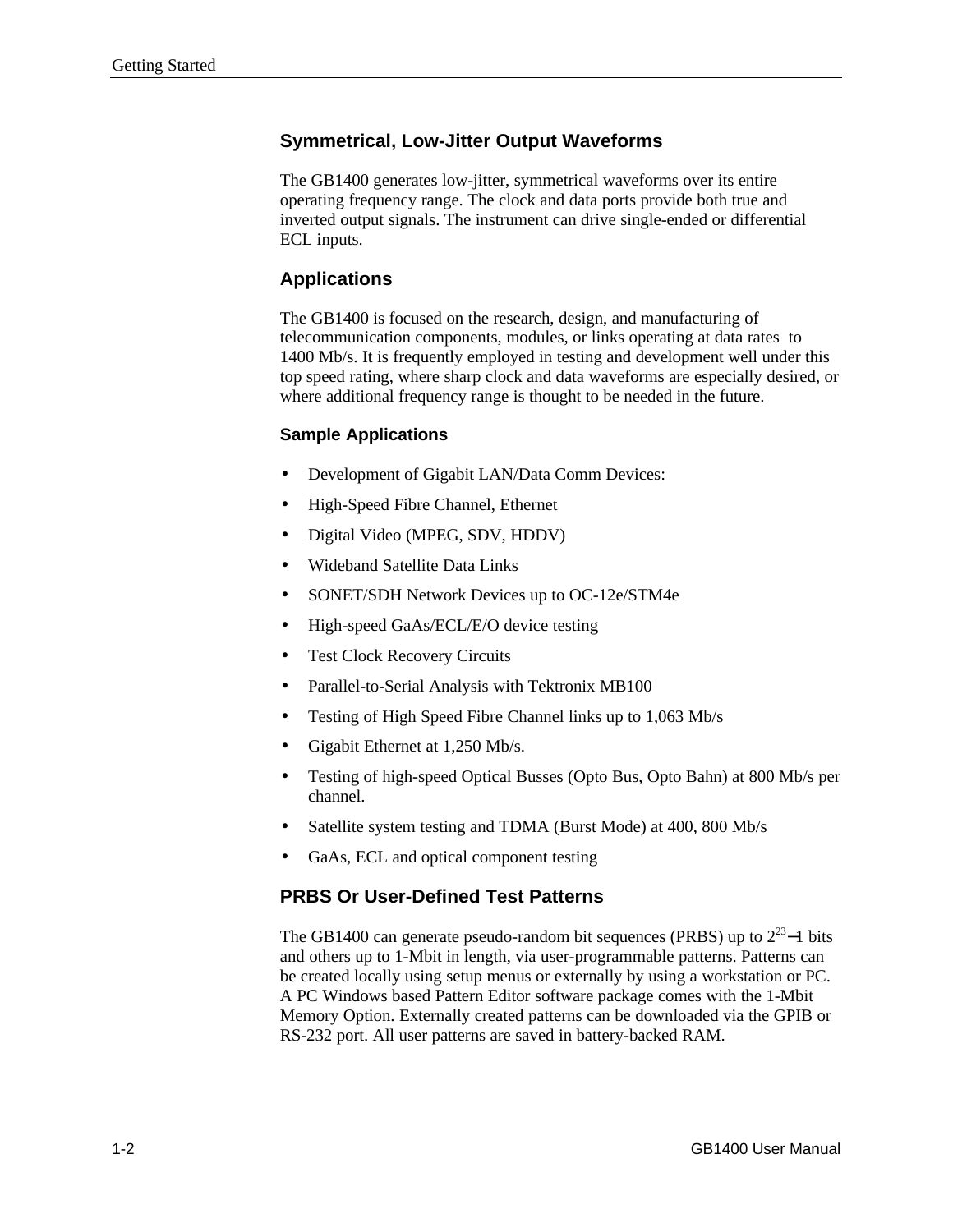## Symmetrical, Low-Jitter Output Waveforms

The GB1400 generates low-jitter, symmetrical waveforms over its entire operating frequency range. The clock and data ports provide both true and inverted output signals. The instrument can drive single-ended or differential ECL inputs.

## Applications

The GB1400 is focused on the research, design, and manufacturing of telecommunication components, modules, or links operating at data rates to 1400 Mb/s. It is frequently employed in testing and development well under this top speed rating, where sharp clock and data waveforms are especially desired, or where additional frequency range is thought to be needed in the future.

### Sample Applications

- Development of Gigabit LAN/Data Comm Devices:
- High-Speed Fibre Channel, Ethernet
- Digital Video (MPEG, SDV, HDDV)
- Wideband Satellite Data Links
- SONET/SDH Network Devices up to OC-12e/STM4e
- High-speed GaAs/ECL/E/O device testing
- Test Clock Recovery Circuits
- Parallel-to-Serial Analysis with Tektronix MB100
- Testing of High Speed Fibre Channel links up to 1,063 Mb/s
- Gigabit Ethernet at 1,250 Mb/s.
- Testing of high-speed Optical Busses (Opto Bus, Opto Bahn) at 800 Mb/s per channel.
- Satellite system testing and TDMA (Burst Mode) at 400, 800 Mb/s
- GaAs, ECL and optical component testing

## PRBS Or User-Defined Test Patterns

The GB1400 can generate pseudo-random bit sequences (PRBS) up to $2^{23}-1$ bits and others up to 1-Mbit in length, via user-programmable patterns. Patterns can be created locally using setup menus or externally by using a workstation or PC. A PC Windows based Pattern Editor software package comes with the 1-Mbit Memory Option. Externally created patterns can be downloaded via the GPIB or RS-232 port. All user patterns are saved in battery-backed RAM.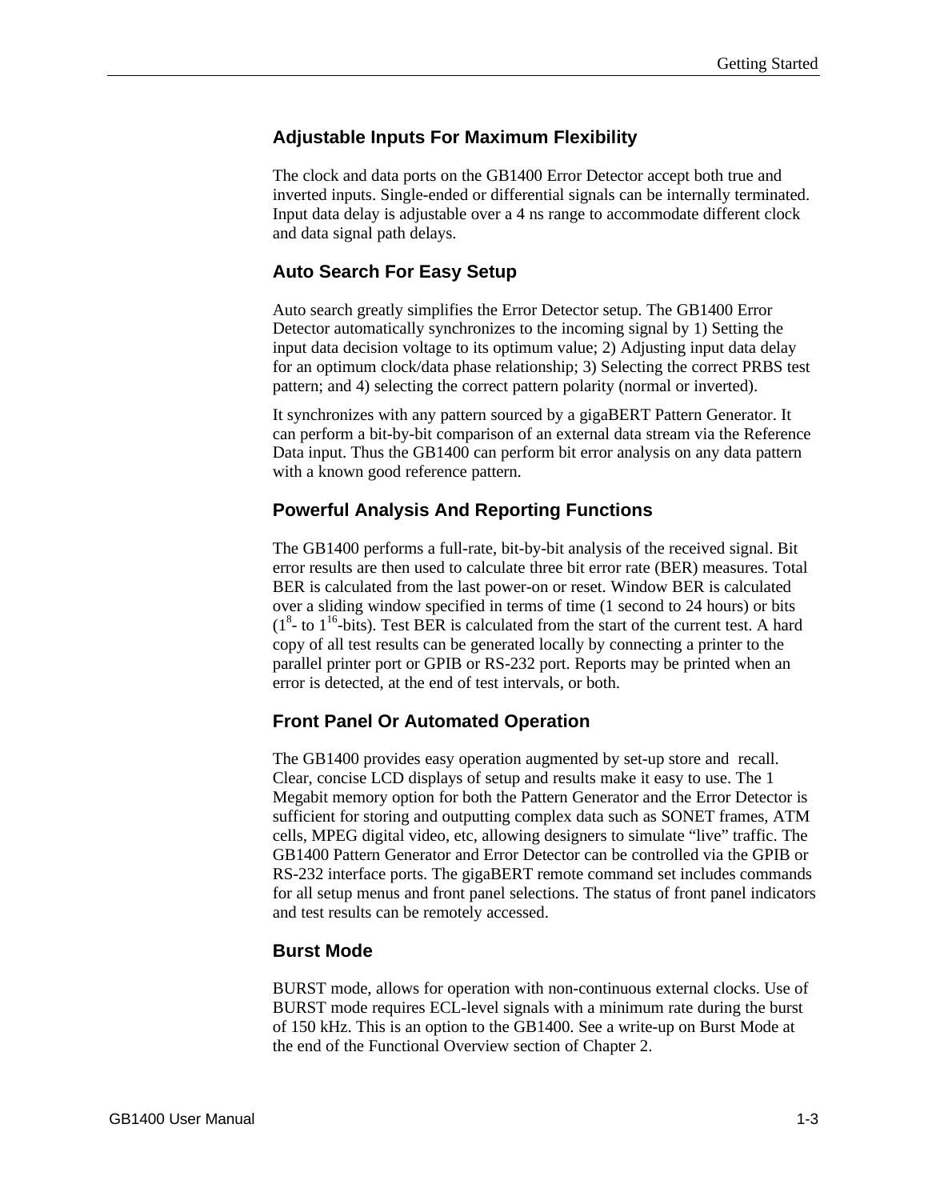### Adjustable Inputs For Maximum Flexibility

The clock and data ports on the GB1400 Error Detector accept both true and inverted inputs. Single-ended or differential signals can be internally terminated. Input data delay is adjustable over a 4 ns range to accommodate different clock and data signal path delays.

### Auto Search For Easy Setup

Auto search greatly simplifies the Error Detector setup. The GB1400 Error Detector automatically synchronizes to the incoming signal by 1) Setting the input data decision voltage to its optimum value; 2) Adjusting input data delay for an optimum clock/data phase relationship; 3) Selecting the correct PRBS test pattern; and 4) selecting the correct pattern polarity (normal or inverted).

It synchronizes with any pattern sourced by a gigaBERT Pattern Generator. It can perform a bit-by-bit comparison of an external data stream via the Reference Data input. Thus the GB1400 can perform bit error analysis on any data pattern with a known good reference pattern.

### Powerful Analysis And Reporting Functions

The GB1400 performs a full-rate, bit-by-bit analysis of the received signal. Bit error results are then used to calculate three bit error rate (BER) measures. Total BER is calculated from the last power-on or reset. Window BER is calculated over a sliding window specified in terms of time (1 second to 24 hours) or bits ($1^8$- to $1^{16}$-bits). Test BER is calculated from the start of the current test. A hard copy of all test results can be generated locally by connecting a printer to the parallel printer port or GPIB or RS-232 port. Reports may be printed when an error is detected, at the end of test intervals, or both.

### Front Panel Or Automated Operation

The GB1400 provides easy operation augmented by set-up store and recall. Clear, concise LCD displays of setup and results make it easy to use. The 1 Megabit memory option for both the Pattern Generator and the Error Detector is sufficient for storing and outputting complex data such as SONET frames, ATM cells, MPEG digital video, etc, allowing designers to simulate “live” traffic. The GB1400 Pattern Generator and Error Detector can be controlled via the GPIB or RS-232 interface ports. The gigaBERT remote command set includes commands for all setup menus and front panel selections. The status of front panel indicators and test results can be remotely accessed.

### Burst Mode

BURST mode, allows for operation with non-continuous external clocks. Use of BURST mode requires ECL-level signals with a minimum rate during the burst of 150 kHz. This is an option to the GB1400. See a write-up on Burst Mode at the end of the Functional Overview section of Chapter 2.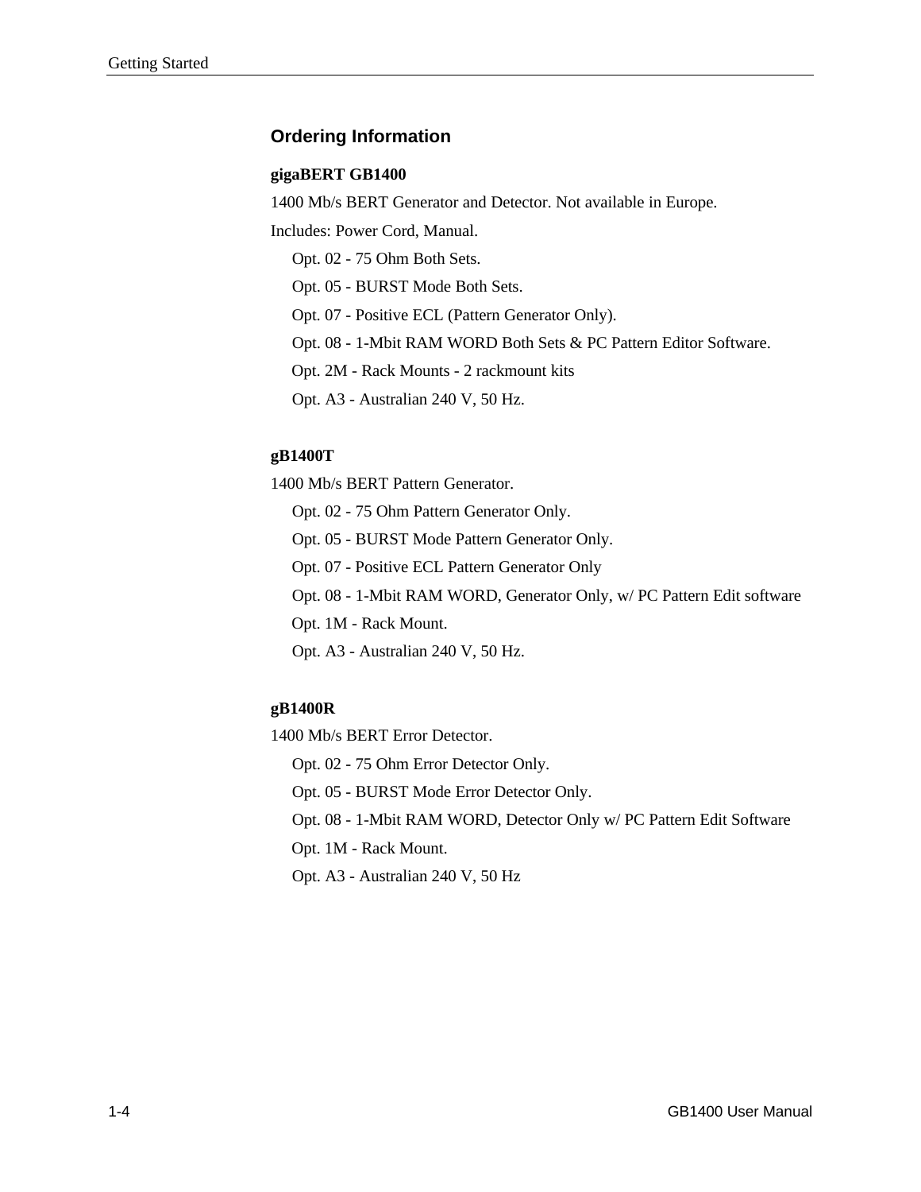## Ordering Information

**gigaBERT GB1400**

1400 Mb/s BERT Generator and Detector. Not available in Europe.

Includes: Power Cord, Manual.

- Opt. 02 - 75 Ohm Both Sets.
- Opt. 05 - BURST Mode Both Sets.
- Opt. 07 - Positive ECL (Pattern Generator Only).
- Opt. 08 - 1-Mbit RAM WORD Both Sets & PC Pattern Editor Software.
- Opt. 2M - Rack Mounts - 2 rackmount kits
- Opt. A3 - Australian 240 V, 50 Hz.

**gB1400T**

1400 Mb/s BERT Pattern Generator.

- Opt. 02 - 75 Ohm Pattern Generator Only.
- Opt. 05 - BURST Mode Pattern Generator Only.
- Opt. 07 - Positive ECL Pattern Generator Only
- Opt. 08 - 1-Mbit RAM WORD, Generator Only, w/ PC Pattern Edit software
- Opt. 1M - Rack Mount.
- Opt. A3 - Australian 240 V, 50 Hz.

**gB1400R**

1400 Mb/s BERT Error Detector.

- Opt. 02 - 75 Ohm Error Detector Only.
- Opt. 05 - BURST Mode Error Detector Only.
- Opt. 08 - 1-Mbit RAM WORD, Detector Only w/ PC Pattern Edit Software
- Opt. 1M - Rack Mount.
- Opt. A3 - Australian 240 V, 50 Hz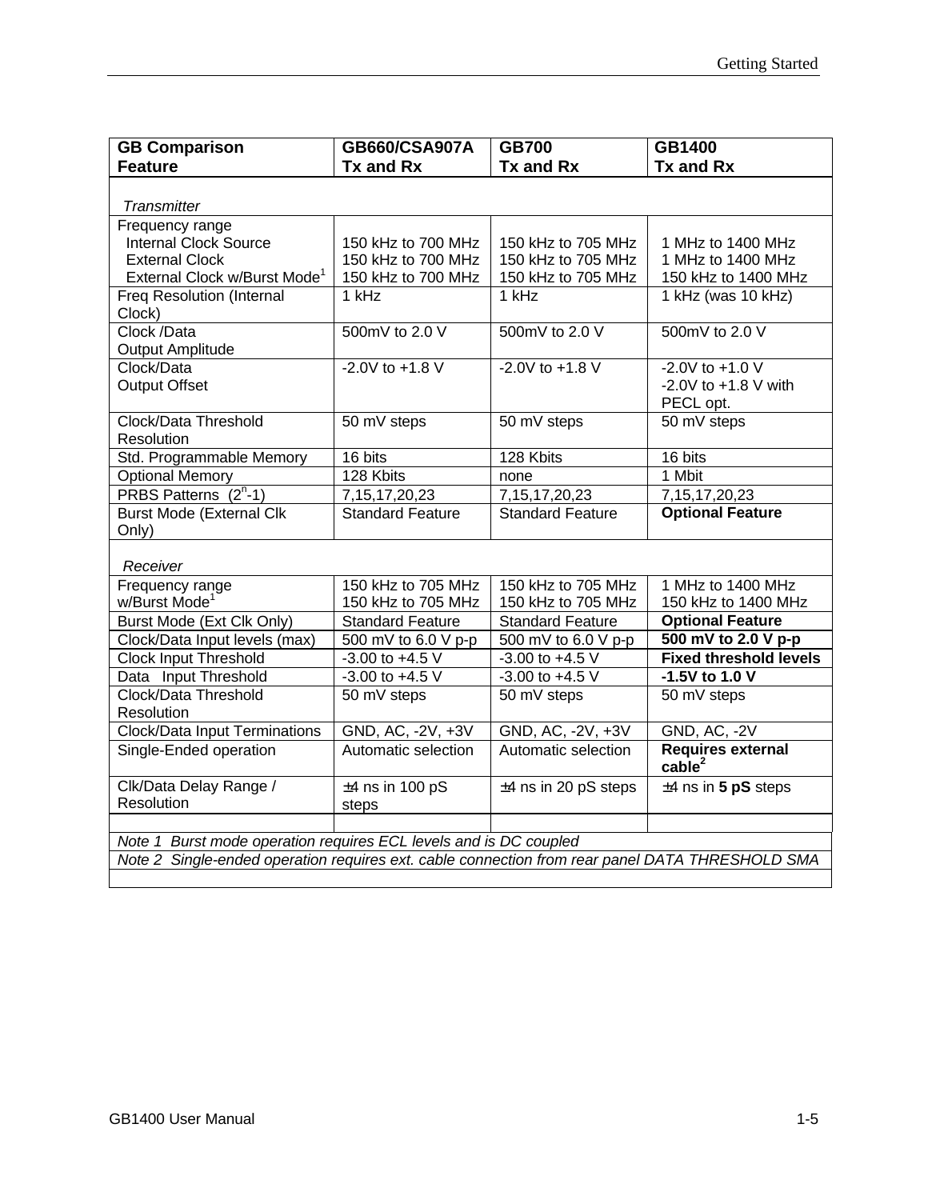| GB Comparison Feature | GB660/CSA907A Tx and Rx | GB700 Tx and Rx | GB1400 Tx and Rx |
|---|---|---|---|
| *Transmitter* | | | |
| Frequency range<br>Internal Clock Source<br>External Clock<br>External Clock w/Burst Mode[1] | <br>150 kHz to 700 MHz<br>150 kHz to 700 MHz<br>150 kHz to 700 MHz | <br>150 kHz to 705 MHz<br>150 kHz to 705 MHz<br>150 kHz to 705 MHz | <br>1 MHz to 1400 MHz<br>1 MHz to 1400 MHz<br>150 kHz to 1400 MHz |
| Freq Resolution (Internal Clock) | 1 kHz | 1 kHz | 1 kHz (was 10 kHz) |
| Clock /Data Output Amplitude | 500mV to 2.0 V | 500mV to 2.0 V | 500mV to 2.0 V |
| Clock/Data Output Offset | -2.0V to +1.8 V | -2.0V to +1.8 V | -2.0V to +1.0 V<br>-2.0V to +1.8 V with PECL opt. |
| Clock/Data Threshold Resolution | 50 mV steps | 50 mV steps | 50 mV steps |
| Std. Programmable Memory | 16 bits | 128 Kbits | 16 bits |
| Optional Memory | 128 Kbits | none | 1 Mbit |
| PRBS Patterns ($2^n$-1) | 7,15,17,20,23 | 7,15,17,20,23 | 7,15,17,20,23 |
| Burst Mode (External Clk Only) | Standard Feature | Standard Feature | **Optional Feature** |
| *Receiver* | | | |
| Frequency range<br>w/Burst Mode[1] | 150 kHz to 705 MHz<br>150 kHz to 705 MHz | 150 kHz to 705 MHz<br>150 kHz to 705 MHz | 1 MHz to 1400 MHz<br>150 kHz to 1400 MHz |
| Burst Mode (Ext Clk Only) | Standard Feature | Standard Feature | **Optional Feature** |
| Clock/Data Input levels (max) | 500 mV to 6.0 V p-p | 500 mV to 6.0 V p-p | **500 mV to 2.0 V p-p** |
| Clock Input Threshold | -3.00 to +4.5 V | -3.00 to +4.5 V | **Fixed threshold levels** |
| Data Input Threshold | -3.00 to +4.5 V | -3.00 to +4.5 V | **-1.5V to 1.0 V** |
| Clock/Data Threshold Resolution | 50 mV steps | 50 mV steps | 50 mV steps |
| Clock/Data Input Terminations | GND, AC, -2V, +3V | GND, AC, -2V, +3V | GND, AC, -2V |
| Single-Ended operation | Automatic selection | Automatic selection | **Requires external cable[2]** |
| Clk/Data Delay Range / Resolution | ±4 ns in 100 pS steps | ±4 ns in 20 pS steps | ±4 ns in **5 pS** steps |

*Note 1 Burst mode operation requires ECL levels and is DC coupled*

*Note 2 Single-ended operation requires ext. cable connection from rear panel DATA THRESHOLD SMA*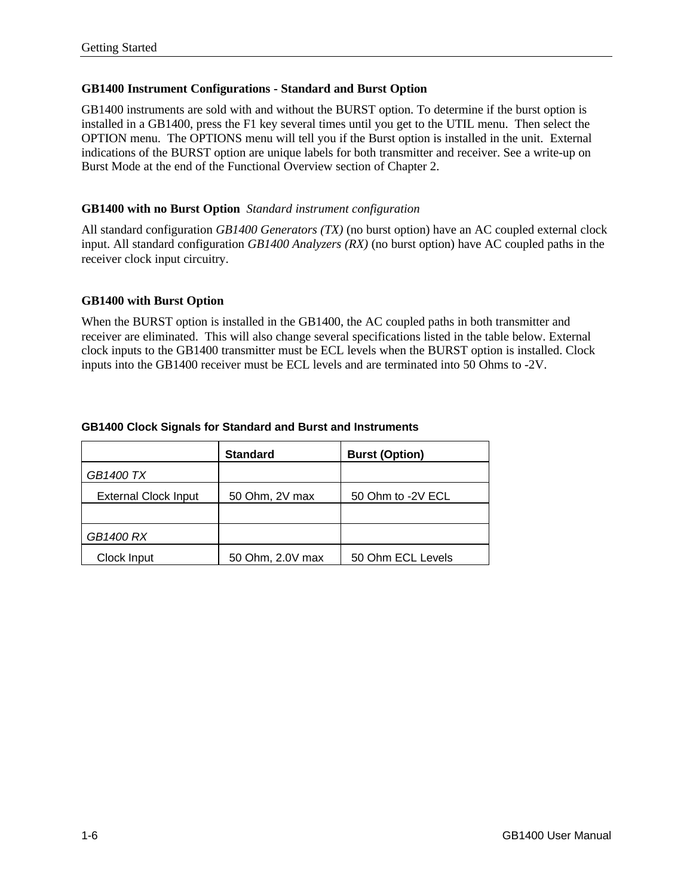### GB1400 Instrument Configurations - Standard and Burst Option

GB1400 instruments are sold with and without the BURST option. To determine if the burst option is installed in a GB1400, press the F1 key several times until you get to the UTIL menu. Then select the OPTION menu. The OPTIONS menu will tell you if the Burst option is installed in the unit. External indications of the BURST option are unique labels for both transmitter and receiver. See a write-up on Burst Mode at the end of the Functional Overview section of Chapter 2.

**GB1400 with no Burst Option** *Standard instrument configuration*

All standard configuration *GB1400 Generators (TX)* (no burst option) have an AC coupled external clock input. All standard configuration *GB1400 Analyzers (RX)* (no burst option) have AC coupled paths in the receiver clock input circuitry.

**GB1400 with Burst Option**

When the BURST option is installed in the GB1400, the AC coupled paths in both transmitter and receiver are eliminated. This will also change several specifications listed in the table below. External clock inputs to the GB1400 transmitter must be ECL levels when the BURST option is installed. Clock inputs into the GB1400 receiver must be ECL levels and are terminated into 50 Ohms to -2V.

**GB1400 Clock Signals for Standard and Burst and Instruments**

| | **Standard** | **Burst (Option)** |
|---|---|---|
| *GB1400 TX* | | |
| External Clock Input | 50 Ohm, 2V max | 50 Ohm to -2V ECL |
| | | |
| *GB1400 RX* | | |
| Clock Input | 50 Ohm, 2.0V max | 50 Ohm ECL Levels |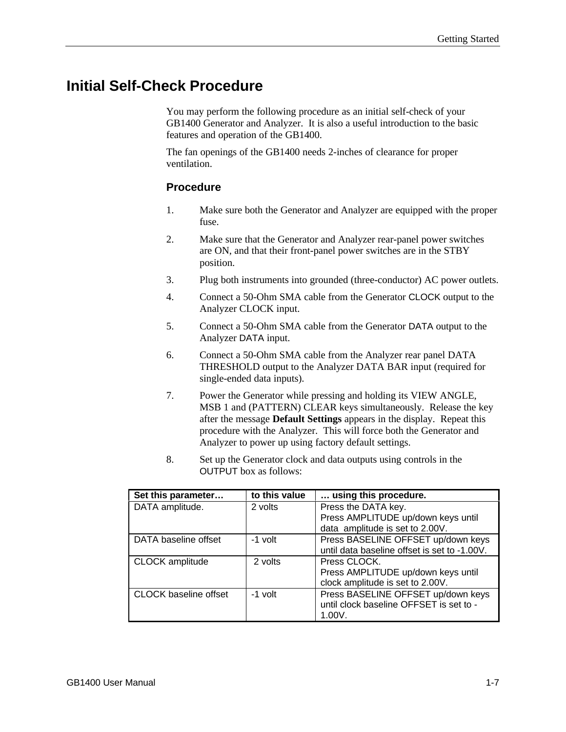# Initial Self-Check Procedure

You may perform the following procedure as an initial self-check of your GB1400 Generator and Analyzer. It is also a useful introduction to the basic features and operation of the GB1400.

The fan openings of the GB1400 needs 2-inches of clearance for proper ventilation.

## Procedure

1. Make sure both the Generator and Analyzer are equipped with the proper fuse.
2. Make sure that the Generator and Analyzer rear-panel power switches are ON, and that their front-panel power switches are in the STBY position.
3. Plug both instruments into grounded (three-conductor) AC power outlets.
4. Connect a 50-Ohm SMA cable from the Generator CLOCK output to the Analyzer CLOCK input.
5. Connect a 50-Ohm SMA cable from the Generator DATA output to the Analyzer DATA input.
6. Connect a 50-Ohm SMA cable from the Analyzer rear panel DATA THRESHOLD output to the Analyzer DATA BAR input (required for single-ended data inputs).
7. Power the Generator while pressing and holding its VIEW ANGLE, MSB 1 and (PATTERN) CLEAR keys simultaneously. Release the key after the message **Default Settings** appears in the display. Repeat this procedure with the Analyzer. This will force both the Generator and Analyzer to power up using factory default settings.
8. Set up the Generator clock and data outputs using controls in the OUTPUT box as follows:

| Set this parameter… | to this value | … using this procedure. |
|---|---|---|
| DATA amplitude. | 2 volts | Press the DATA key.<br>Press AMPLITUDE up/down keys until data amplitude is set to 2.00V. |
| DATA baseline offset | -1 volt | Press BASELINE OFFSET up/down keys until data baseline offset is set to -1.00V. |
| CLOCK amplitude | 2 volts | Press CLOCK.<br>Press AMPLITUDE up/down keys until clock amplitude is set to 2.00V. |
| CLOCK baseline offset | -1 volt | Press BASELINE OFFSET up/down keys until clock baseline OFFSET is set to -1.00V. |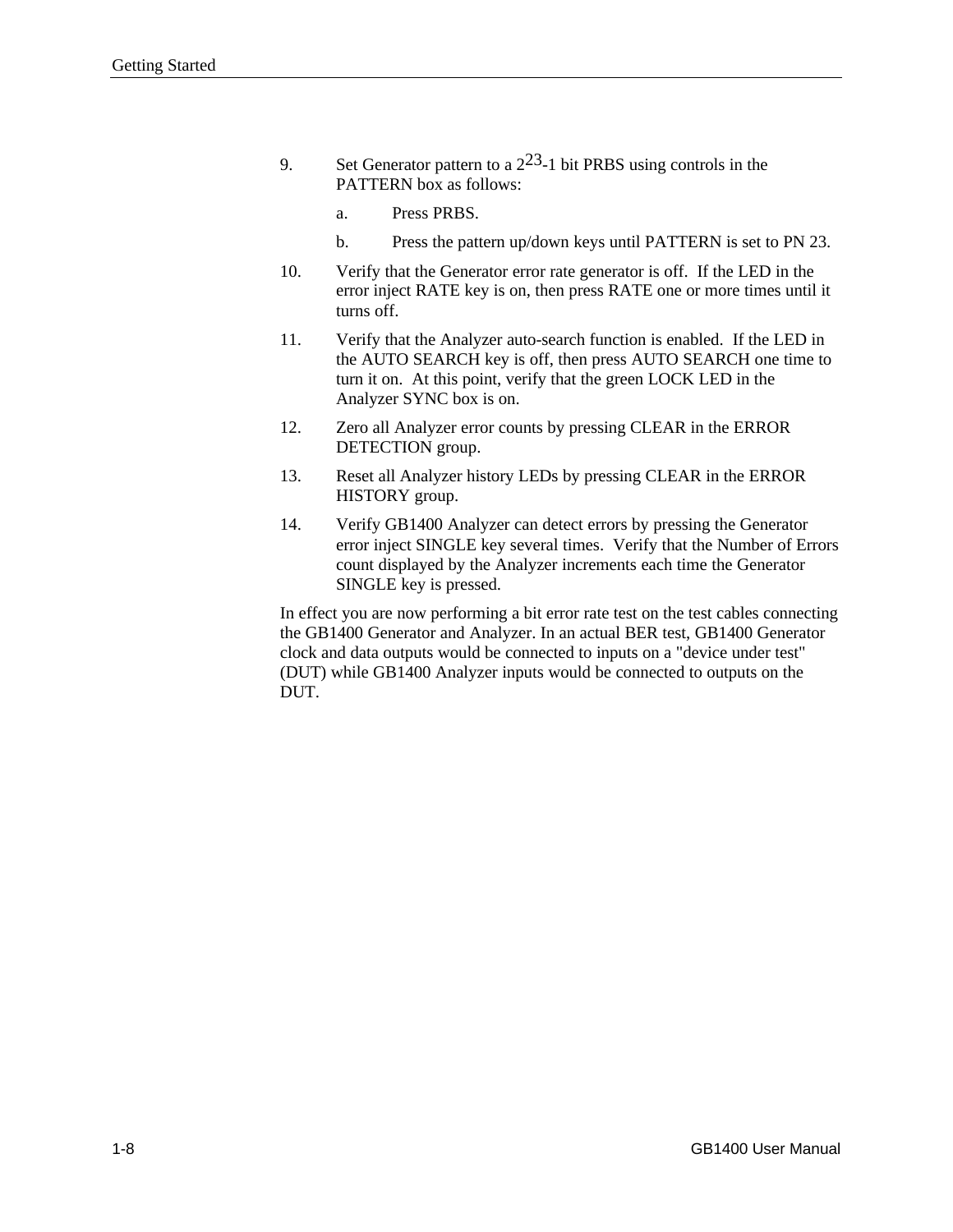9. Set Generator pattern to a $2^{23}$-1 bit PRBS using controls in the PATTERN box as follows:

   a. Press PRBS.

   b. Press the pattern up/down keys until PATTERN is set to PN 23.

10. Verify that the Generator error rate generator is off. If the LED in the error inject RATE key is on, then press RATE one or more times until it turns off.

11. Verify that the Analyzer auto-search function is enabled. If the LED in the AUTO SEARCH key is off, then press AUTO SEARCH one time to turn it on. At this point, verify that the green LOCK LED in the Analyzer SYNC box is on.

12. Zero all Analyzer error counts by pressing CLEAR in the ERROR DETECTION group.

13. Reset all Analyzer history LEDs by pressing CLEAR in the ERROR HISTORY group.

14. Verify GB1400 Analyzer can detect errors by pressing the Generator error inject SINGLE key several times. Verify that the Number of Errors count displayed by the Analyzer increments each time the Generator SINGLE key is pressed.

In effect you are now performing a bit error rate test on the test cables connecting the GB1400 Generator and Analyzer. In an actual BER test, GB1400 Generator clock and data outputs would be connected to inputs on a "device under test" (DUT) while GB1400 Analyzer inputs would be connected to outputs on the DUT.